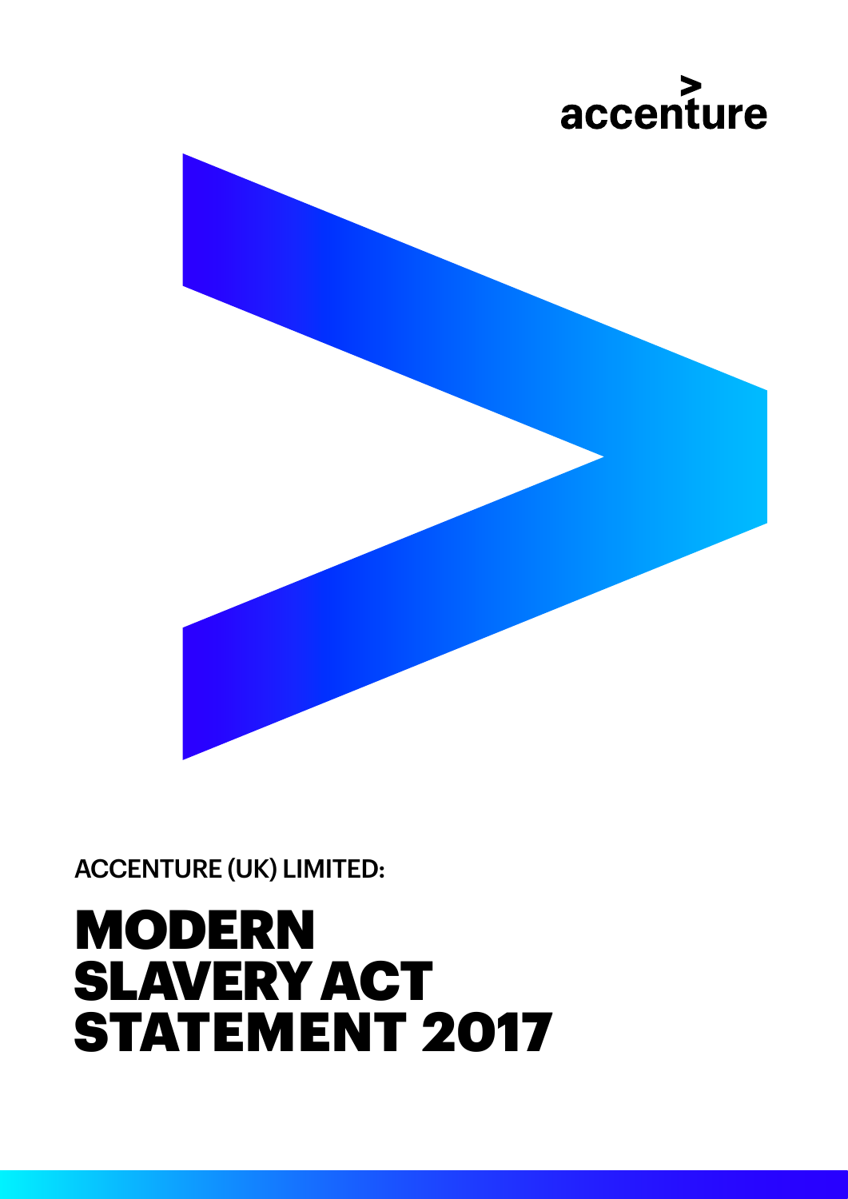accenture

ACCENTURE (UK) LIMITED:

# MODERN SLAVERY ACT STATEMENT 2017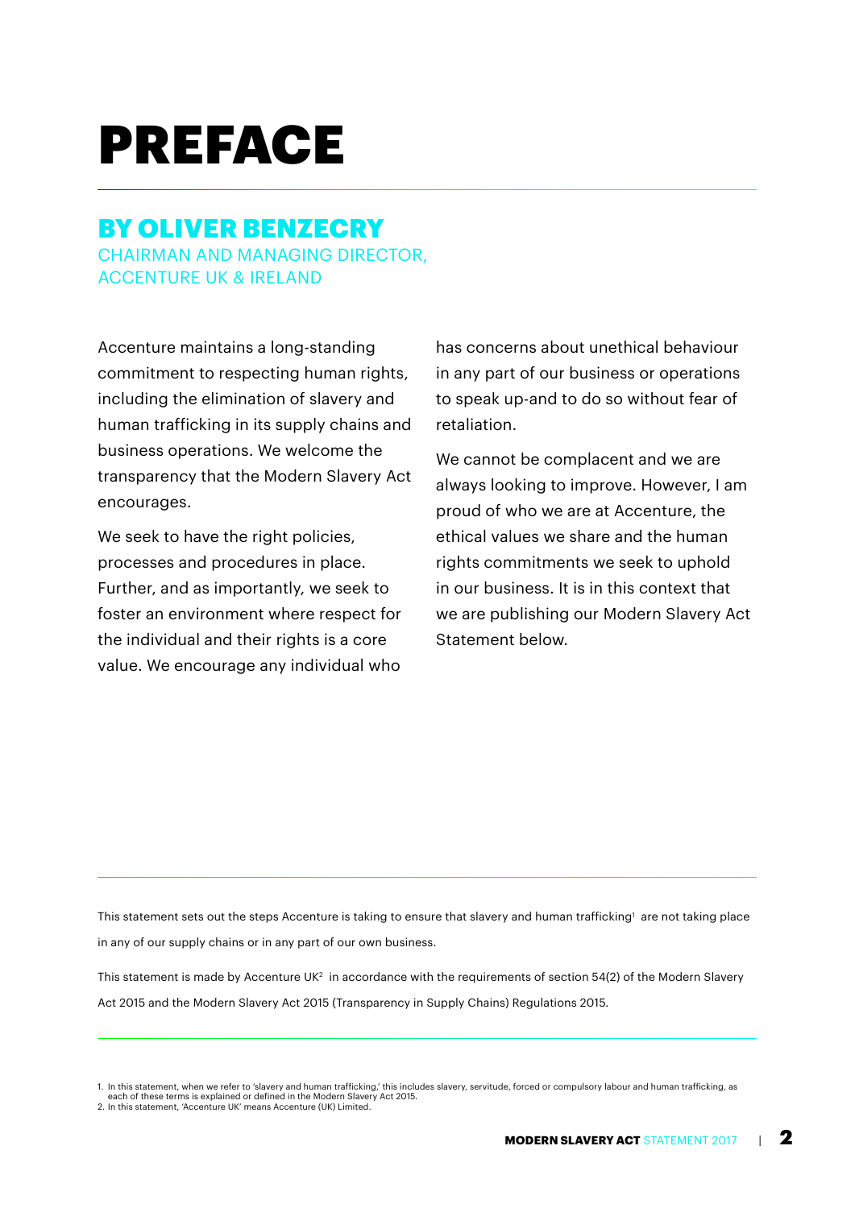# PREFACE

## BY OLIVER BENZECRY

CHAIRMAN AND MANAGING DIRECTOR, ACCENTURE UK & IRELAND

Accenture maintains a long-standing commitment to respecting human rights, including the elimination of slavery and human trafficking in its supply chains and business operations. We welcome the transparency that the Modern Slavery Act encourages.

We seek to have the right policies, processes and procedures in place. Further, and as importantly, we seek to foster an environment where respect for the individual and their rights is a core value. We encourage any individual who has concerns about unethical behaviour in any part of our business or operations to speak up-and to do so without fear of retaliation.

We cannot be complacent and we are always looking to improve. However, I am proud of who we are at Accenture, the ethical values we share and the human rights commitments we seek to uphold in our business. It is in this context that we are publishing our Modern Slavery Act Statement below.

---

This statement sets out the steps Accenture is taking to ensure that slavery and human trafficking[1] are not taking place in any of our supply chains or in any part of our own business.

This statement is made by Accenture UK[2] in accordance with the requirements of section 54(2) of the Modern Slavery Act 2015 and the Modern Slavery Act 2015 (Transparency in Supply Chains) Regulations 2015.

---

1. In this statement, when we refer to 'slavery and human trafficking,' this includes slavery, servitude, forced or compulsory labour and human trafficking, as each of these terms is explained or defined in the Modern Slavery Act 2015.
2. In this statement, 'Accenture UK' means Accenture (UK) Limited.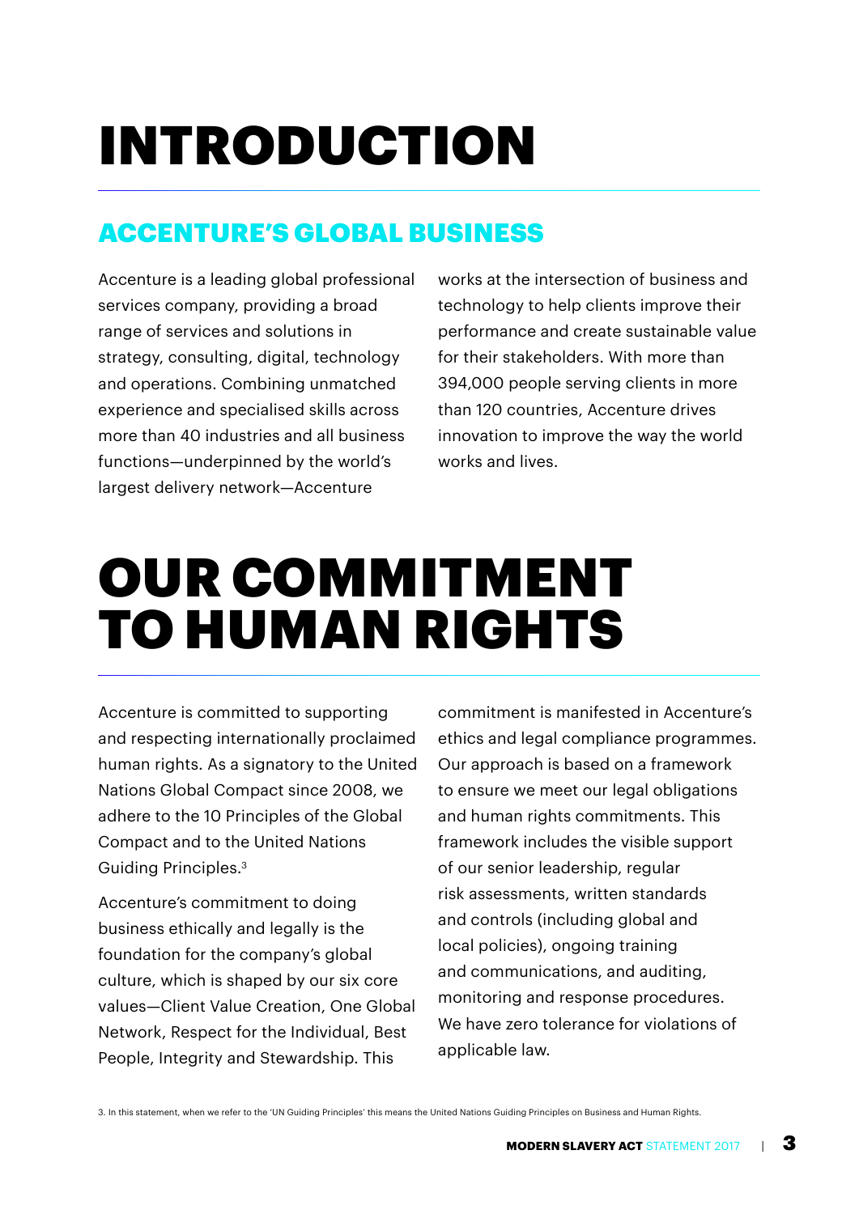# INTRODUCTION

## ACCENTURE'S GLOBAL BUSINESS

Accenture is a leading global professional services company, providing a broad range of services and solutions in strategy, consulting, digital, technology and operations. Combining unmatched experience and specialised skills across more than 40 industries and all business functions—underpinned by the world's largest delivery network—Accenture works at the intersection of business and technology to help clients improve their performance and create sustainable value for their stakeholders. With more than 394,000 people serving clients in more than 120 countries, Accenture drives innovation to improve the way the world works and lives.

# OUR COMMITMENT TO HUMAN RIGHTS

Accenture is committed to supporting and respecting internationally proclaimed human rights. As a signatory to the United Nations Global Compact since 2008, we adhere to the 10 Principles of the Global Compact and to the United Nations Guiding Principles.[3]

Accenture's commitment to doing business ethically and legally is the foundation for the company's global culture, which is shaped by our six core values—Client Value Creation, One Global Network, Respect for the Individual, Best People, Integrity and Stewardship. This commitment is manifested in Accenture's ethics and legal compliance programmes. Our approach is based on a framework to ensure we meet our legal obligations and human rights commitments. This framework includes the visible support of our senior leadership, regular risk assessments, written standards and controls (including global and local policies), ongoing training and communications, and auditing, monitoring and response procedures. We have zero tolerance for violations of applicable law.

3. In this statement, when we refer to the 'UN Guiding Principles' this means the United Nations Guiding Principles on Business and Human Rights.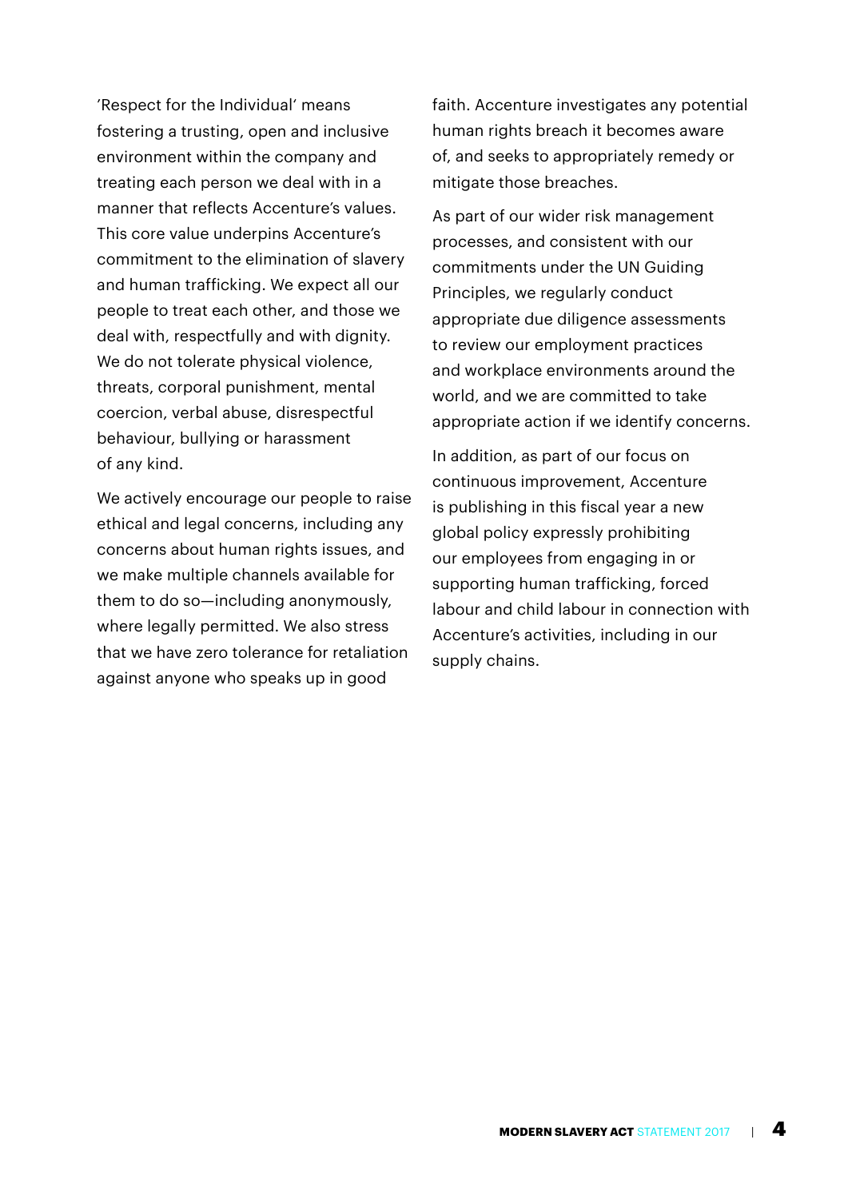'Respect for the Individual' means fostering a trusting, open and inclusive environment within the company and treating each person we deal with in a manner that reflects Accenture's values. This core value underpins Accenture's commitment to the elimination of slavery and human trafficking. We expect all our people to treat each other, and those we deal with, respectfully and with dignity. We do not tolerate physical violence, threats, corporal punishment, mental coercion, verbal abuse, disrespectful behaviour, bullying or harassment of any kind.

We actively encourage our people to raise ethical and legal concerns, including any concerns about human rights issues, and we make multiple channels available for them to do so—including anonymously, where legally permitted. We also stress that we have zero tolerance for retaliation against anyone who speaks up in good faith. Accenture investigates any potential human rights breach it becomes aware of, and seeks to appropriately remedy or mitigate those breaches.

As part of our wider risk management processes, and consistent with our commitments under the UN Guiding Principles, we regularly conduct appropriate due diligence assessments to review our employment practices and workplace environments around the world, and we are committed to take appropriate action if we identify concerns.

In addition, as part of our focus on continuous improvement, Accenture is publishing in this fiscal year a new global policy expressly prohibiting our employees from engaging in or supporting human trafficking, forced labour and child labour in connection with Accenture's activities, including in our supply chains.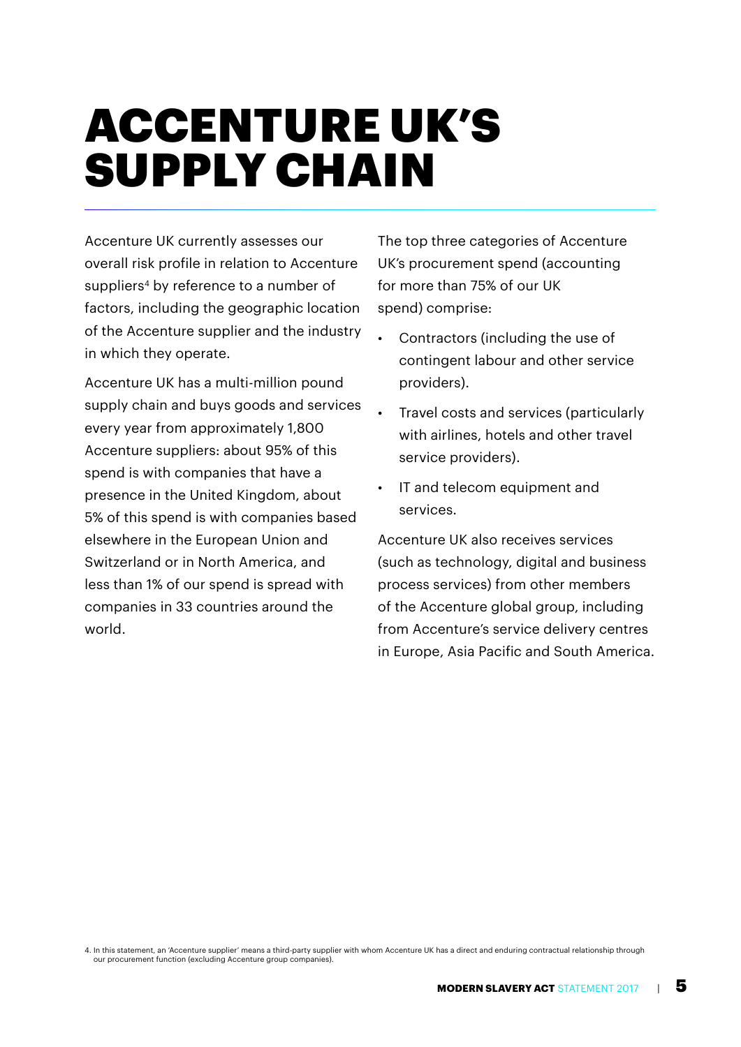# ACCENTURE UK'S SUPPLY CHAIN

Accenture UK currently assesses our overall risk profile in relation to Accenture suppliers[4] by reference to a number of factors, including the geographic location of the Accenture supplier and the industry in which they operate.

Accenture UK has a multi-million pound supply chain and buys goods and services every year from approximately 1,800 Accenture suppliers: about 95% of this spend is with companies that have a presence in the United Kingdom, about 5% of this spend is with companies based elsewhere in the European Union and Switzerland or in North America, and less than 1% of our spend is spread with companies in 33 countries around the world.

The top three categories of Accenture UK's procurement spend (accounting for more than 75% of our UK spend) comprise:

- Contractors (including the use of contingent labour and other service providers).
- Travel costs and services (particularly with airlines, hotels and other travel service providers).
- IT and telecom equipment and services.

Accenture UK also receives services (such as technology, digital and business process services) from other members of the Accenture global group, including from Accenture's service delivery centres in Europe, Asia Pacific and South America.

4. In this statement, an 'Accenture supplier' means a third-party supplier with whom Accenture UK has a direct and enduring contractual relationship through our procurement function (excluding Accenture group companies).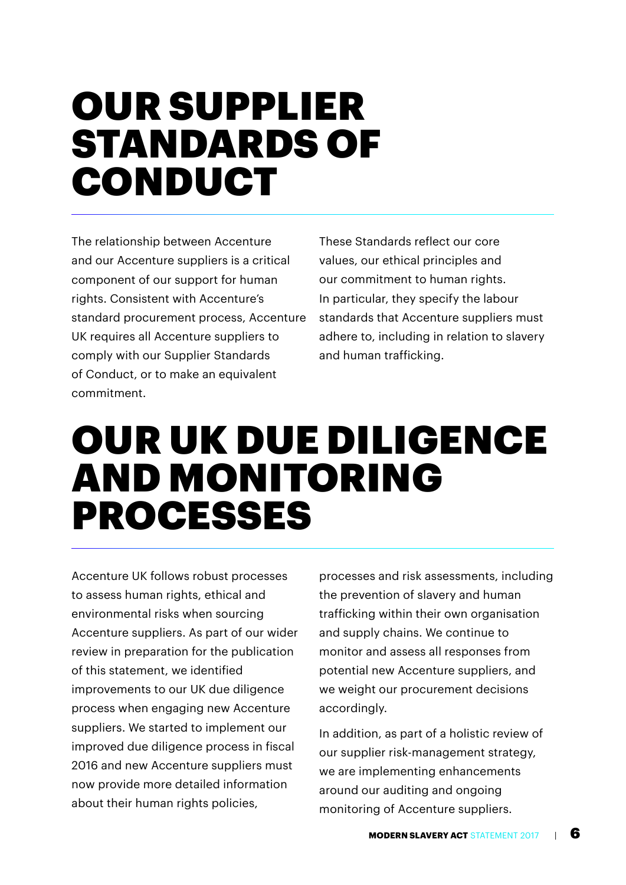# OUR SUPPLIER STANDARDS OF CONDUCT

The relationship between Accenture and our Accenture suppliers is a critical component of our support for human rights. Consistent with Accenture's standard procurement process, Accenture UK requires all Accenture suppliers to comply with our Supplier Standards of Conduct, or to make an equivalent commitment.

These Standards reflect our core values, our ethical principles and our commitment to human rights. In particular, they specify the labour standards that Accenture suppliers must adhere to, including in relation to slavery and human trafficking.

# OUR UK DUE DILIGENCE AND MONITORING PROCESSES

Accenture UK follows robust processes to assess human rights, ethical and environmental risks when sourcing Accenture suppliers. As part of our wider review in preparation for the publication of this statement, we identified improvements to our UK due diligence process when engaging new Accenture suppliers. We started to implement our improved due diligence process in fiscal 2016 and new Accenture suppliers must now provide more detailed information about their human rights policies, processes and risk assessments, including the prevention of slavery and human trafficking within their own organisation and supply chains. We continue to monitor and assess all responses from potential new Accenture suppliers, and we weight our procurement decisions accordingly.

In addition, as part of a holistic review of our supplier risk-management strategy, we are implementing enhancements around our auditing and ongoing monitoring of Accenture suppliers.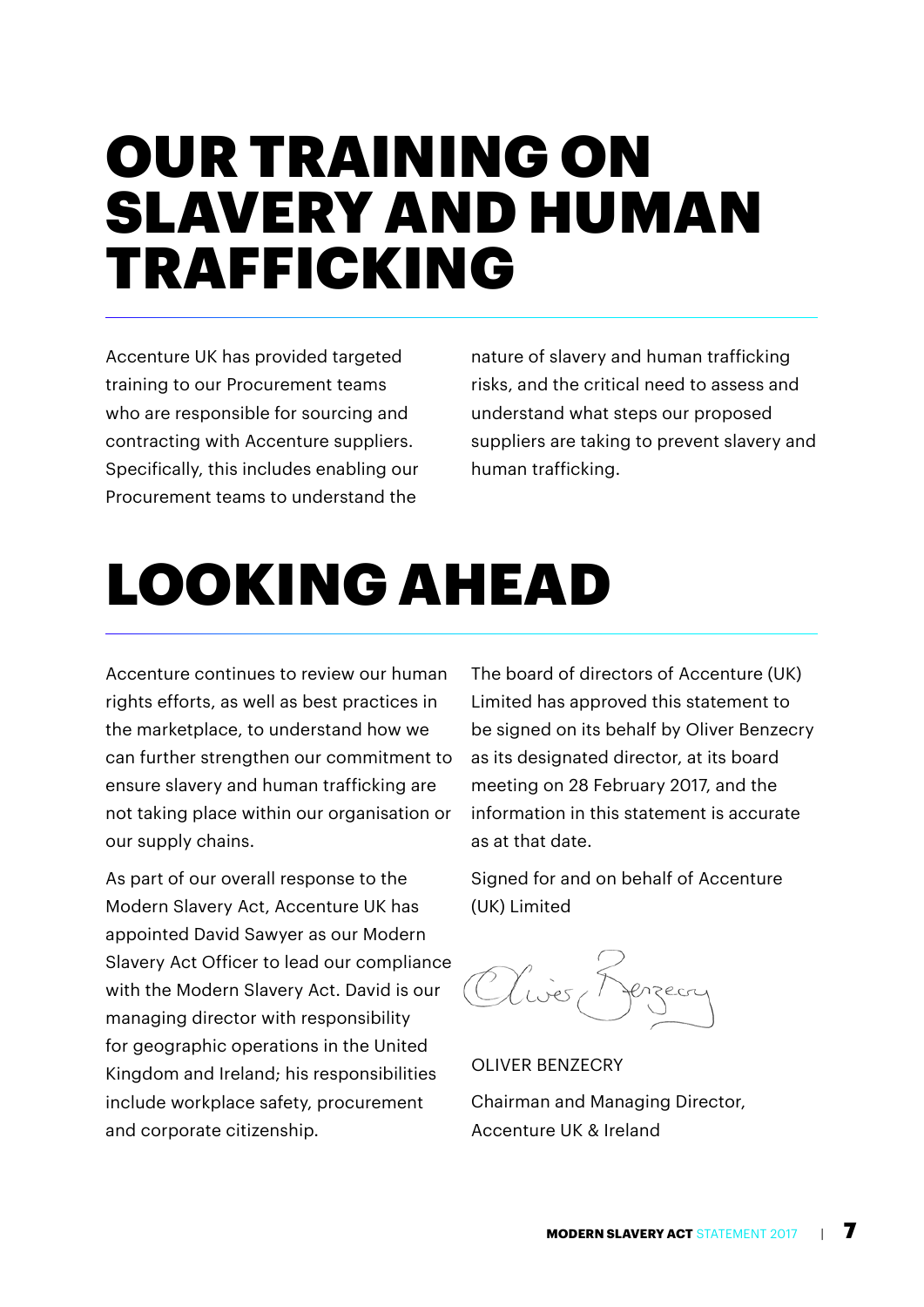# OUR TRAINING ON SLAVERY AND HUMAN TRAFFICKING

Accenture UK has provided targeted training to our Procurement teams who are responsible for sourcing and contracting with Accenture suppliers. Specifically, this includes enabling our Procurement teams to understand the nature of slavery and human trafficking risks, and the critical need to assess and understand what steps our proposed suppliers are taking to prevent slavery and human trafficking.

# LOOKING AHEAD

Accenture continues to review our human rights efforts, as well as best practices in the marketplace, to understand how we can further strengthen our commitment to ensure slavery and human trafficking are not taking place within our organisation or our supply chains.

As part of our overall response to the Modern Slavery Act, Accenture UK has appointed David Sawyer as our Modern Slavery Act Officer to lead our compliance with the Modern Slavery Act. David is our managing director with responsibility for geographic operations in the United Kingdom and Ireland; his responsibilities include workplace safety, procurement and corporate citizenship.

The board of directors of Accenture (UK) Limited has approved this statement to be signed on its behalf by Oliver Benzecry as its designated director, at its board meeting on 28 February 2017, and the information in this statement is accurate as at that date.

Signed for and on behalf of Accenture (UK) Limited

OLIVER BENZECRY

Chairman and Managing Director, Accenture UK & Ireland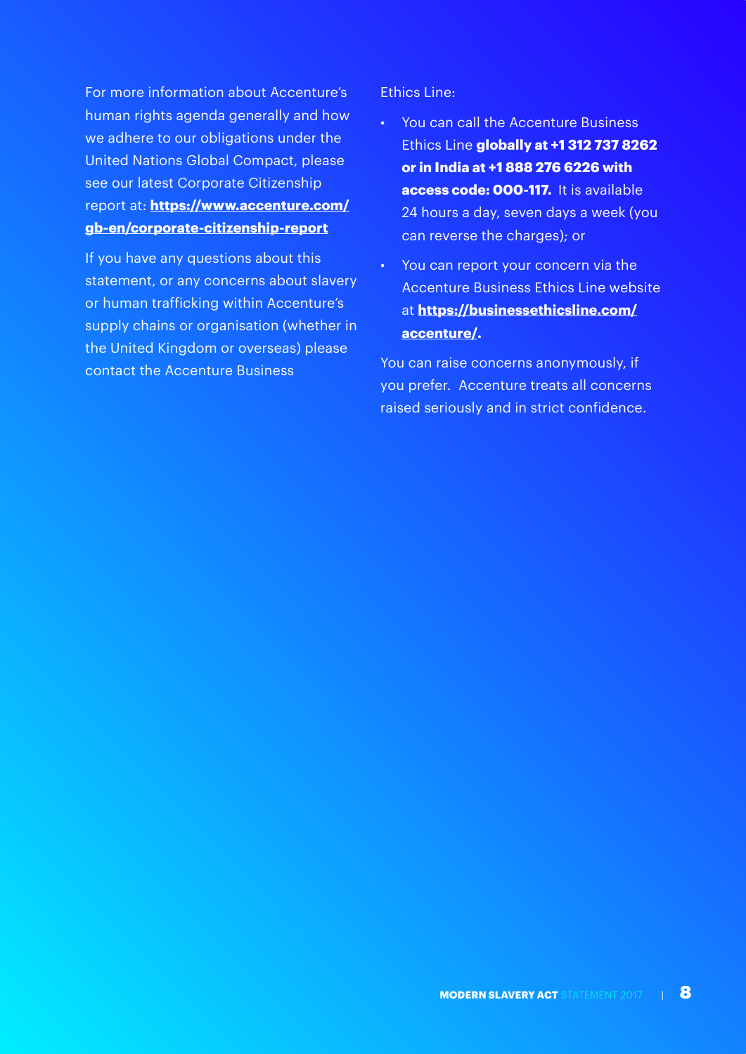For more information about Accenture's human rights agenda generally and how we adhere to our obligations under the United Nations Global Compact, please see our latest Corporate Citizenship report at: **https://www.accenture.com/gb-en/corporate-citizenship-report**

If you have any questions about this statement, or any concerns about slavery or human trafficking within Accenture's supply chains or organisation (whether in the United Kingdom or overseas) please contact the Accenture Business Ethics Line:

- You can call the Accenture Business Ethics Line **globally at +1 312 737 8262 or in India at +1 888 276 6226 with access code: 000-117.** It is available 24 hours a day, seven days a week (you can reverse the charges); or
- You can report your concern via the Accenture Business Ethics Line website at **https://businessethicsline.com/accenture/.**

You can raise concerns anonymously, if you prefer. Accenture treats all concerns raised seriously and in strict confidence.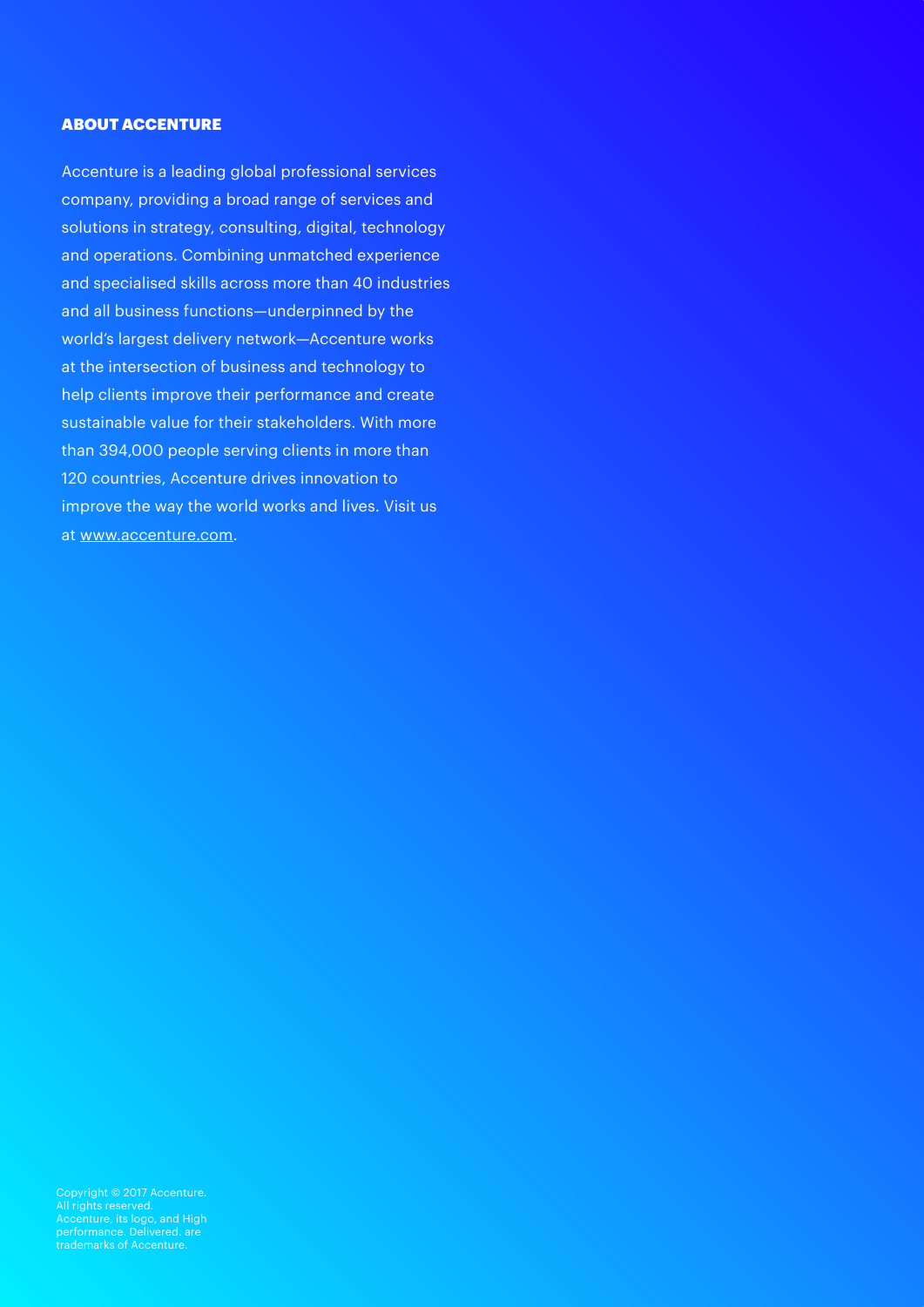## ABOUT ACCENTURE

Accenture is a leading global professional services company, providing a broad range of services and solutions in strategy, consulting, digital, technology and operations. Combining unmatched experience and specialised skills across more than 40 industries and all business functions—underpinned by the world's largest delivery network—Accenture works at the intersection of business and technology to help clients improve their performance and create sustainable value for their stakeholders. With more than 394,000 people serving clients in more than 120 countries, Accenture drives innovation to improve the way the world works and lives. Visit us at www.accenture.com.

Copyright © 2017 Accenture.
All rights reserved.
Accenture, its logo, and High performance. Delivered. are trademarks of Accenture.